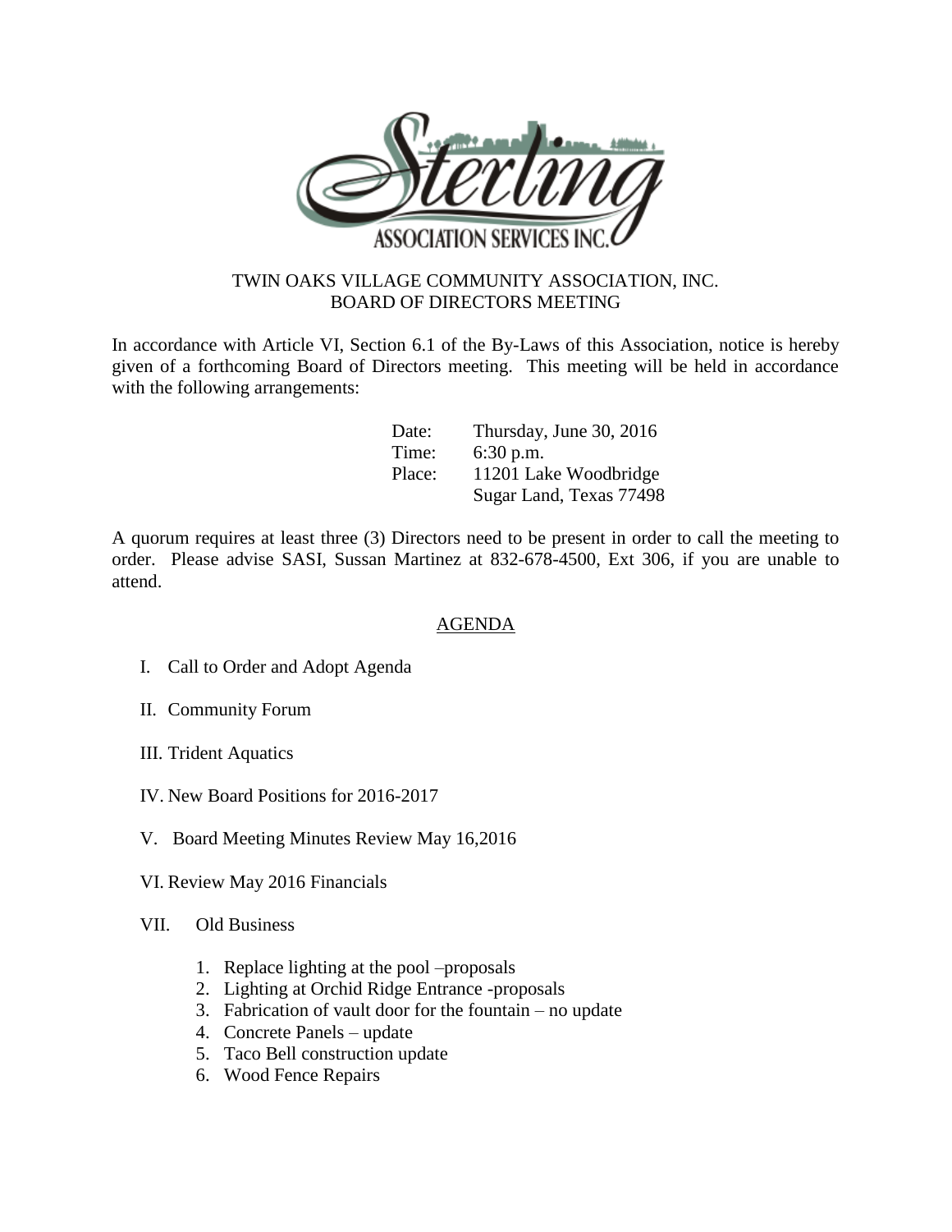TWIN OAKS VILLAGE COMMUNITY ASSOCIATION, INC.
BOARD OF DIRECTORS MEETING

In accordance with Article VI, Section 6.1 of the By-Laws of this Association, notice is hereby given of a forthcoming Board of Directors meeting. This meeting will be held in accordance with the following arrangements:

Date: Thursday, June 30, 2016
Time: 6:30 p.m.
Place: 11201 Lake Woodbridge
Sugar Land, Texas 77498

A quorum requires at least three (3) Directors need to be present in order to call the meeting to order. Please advise SASI, Sussan Martinez at 832-678-4500, Ext 306, if you are unable to attend.

## AGENDA

I. Call to Order and Adopt Agenda

II. Community Forum

III. Trident Aquatics

IV. New Board Positions for 2016-2017

V. Board Meeting Minutes Review May 16,2016

VI. Review May 2016 Financials

VII. Old Business

1. Replace lighting at the pool –proposals
2. Lighting at Orchid Ridge Entrance -proposals
3. Fabrication of vault door for the fountain – no update
4. Concrete Panels – update
5. Taco Bell construction update
6. Wood Fence Repairs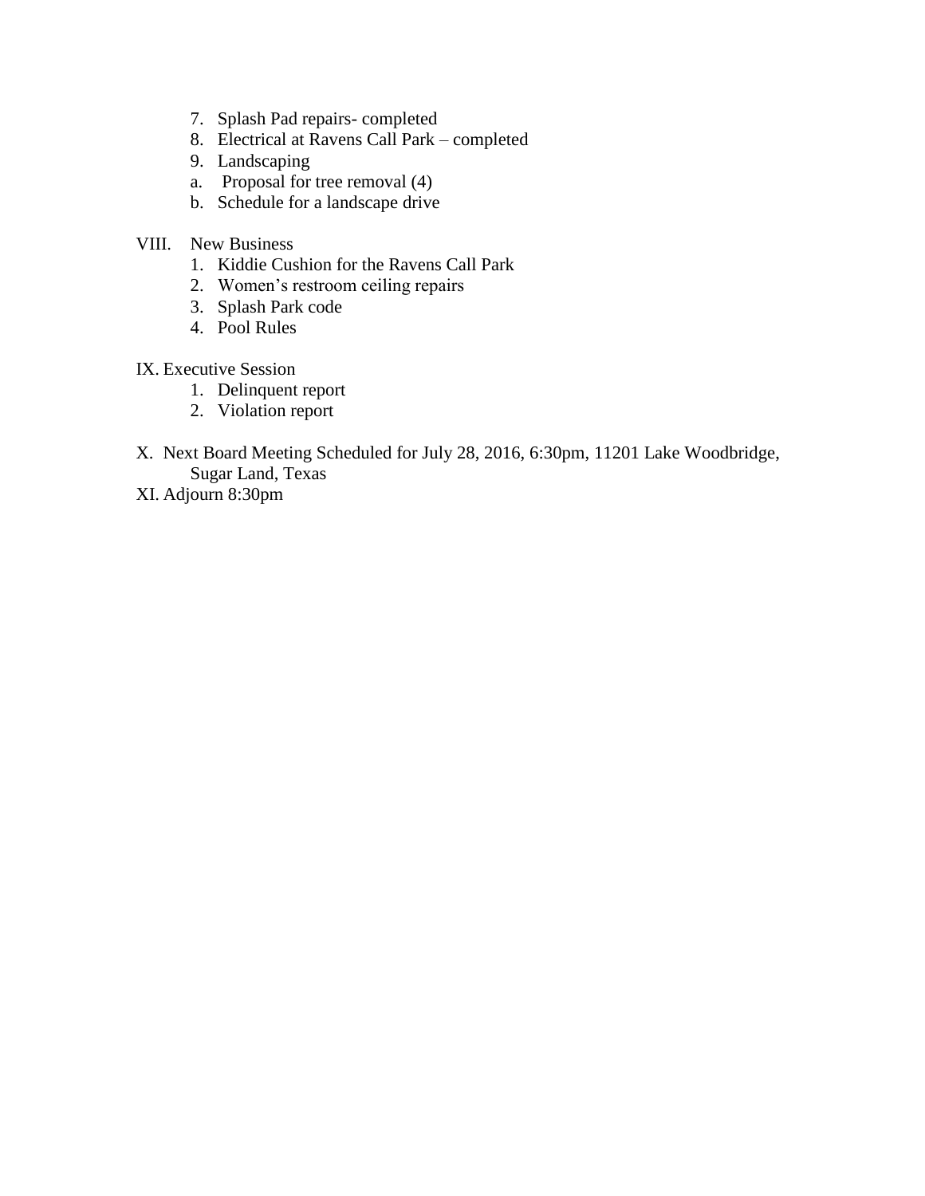7. Splash Pad repairs- completed
8. Electrical at Ravens Call Park – completed
9. Landscaping
   a. Proposal for tree removal (4)
   b. Schedule for a landscape drive

VIII. New Business
1. Kiddie Cushion for the Ravens Call Park
2. Women's restroom ceiling repairs
3. Splash Park code
4. Pool Rules

IX. Executive Session
1. Delinquent report
2. Violation report

X. Next Board Meeting Scheduled for July 28, 2016, 6:30pm, 11201 Lake Woodbridge, Sugar Land, Texas

XI. Adjourn 8:30pm